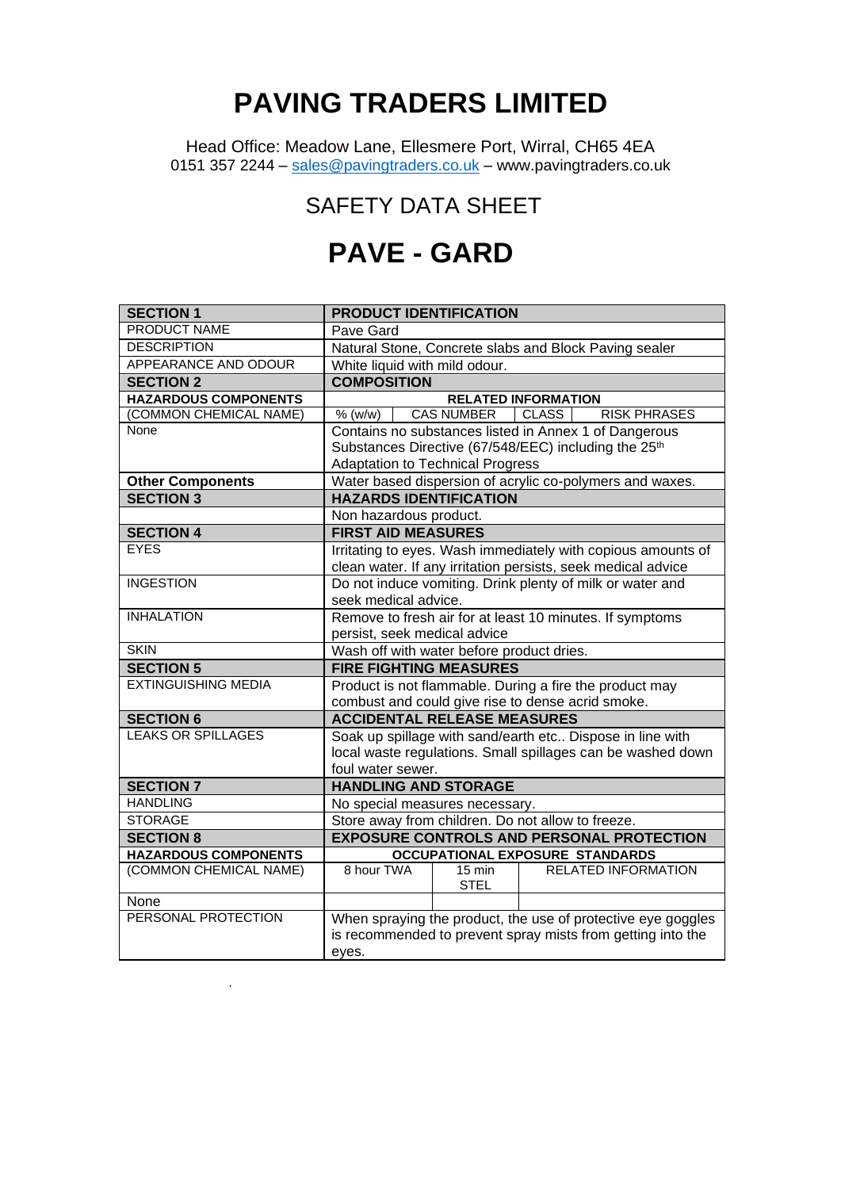# PAVING TRADERS LIMITED

Head Office: Meadow Lane, Ellesmere Port, Wirral, CH65 4EA
0151 357 2244 – sales@pavingtraders.co.uk – www.pavingtraders.co.uk

## SAFETY DATA SHEET

# PAVE - GARD

| **SECTION 1** | **PRODUCT IDENTIFICATION** | | | |
|---|---|---|---|---|
| PRODUCT NAME | Pave Gard | | | |
| DESCRIPTION | Natural Stone, Concrete slabs and Block Paving sealer | | | |
| APPEARANCE AND ODOUR | White liquid with mild odour. | | | |
| **SECTION 2** | **COMPOSITION** | | | |
| **HAZARDOUS COMPONENTS** | **RELATED INFORMATION** | | | |
| (COMMON CHEMICAL NAME) | % (w/w) | CAS NUMBER | CLASS | RISK PHRASES |
| None | Contains no substances listed in Annex 1 of Dangerous Substances Directive (67/548/EEC) including the 25th Adaptation to Technical Progress | | | |
| **Other Components** | Water based dispersion of acrylic co-polymers and waxes. | | | |
| **SECTION 3** | **HAZARDS IDENTIFICATION** | | | |
| | Non hazardous product. | | | |
| **SECTION 4** | **FIRST AID MEASURES** | | | |
| EYES | Irritating to eyes. Wash immediately with copious amounts of clean water. If any irritation persists, seek medical advice | | | |
| INGESTION | Do not induce vomiting. Drink plenty of milk or water and seek medical advice. | | | |
| INHALATION | Remove to fresh air for at least 10 minutes. If symptoms persist, seek medical advice | | | |
| SKIN | Wash off with water before product dries. | | | |
| **SECTION 5** | **FIRE FIGHTING MEASURES** | | | |
| EXTINGUISHING MEDIA | Product is not flammable. During a fire the product may combust and could give rise to dense acrid smoke. | | | |
| **SECTION 6** | **ACCIDENTAL RELEASE MEASURES** | | | |
| LEAKS OR SPILLAGES | Soak up spillage with sand/earth etc.. Dispose in line with local waste regulations. Small spillages can be washed down foul water sewer. | | | |
| **SECTION 7** | **HANDLING AND STORAGE** | | | |
| HANDLING | No special measures necessary. | | | |
| STORAGE | Store away from children. Do not allow to freeze. | | | |

| **SECTION 8** | **EXPOSURE CONTROLS AND PERSONAL PROTECTION** | | |
|---|---|---|---|
| **HAZARDOUS COMPONENTS** | **OCCUPATIONAL EXPOSURE STANDARDS** | | |
| (COMMON CHEMICAL NAME) | 8 hour TWA | 15 min STEL | RELATED INFORMATION |
| None | | | |
| PERSONAL PROTECTION | When spraying the product, the use of protective eye goggles is recommended to prevent spray mists from getting into the eyes. | | |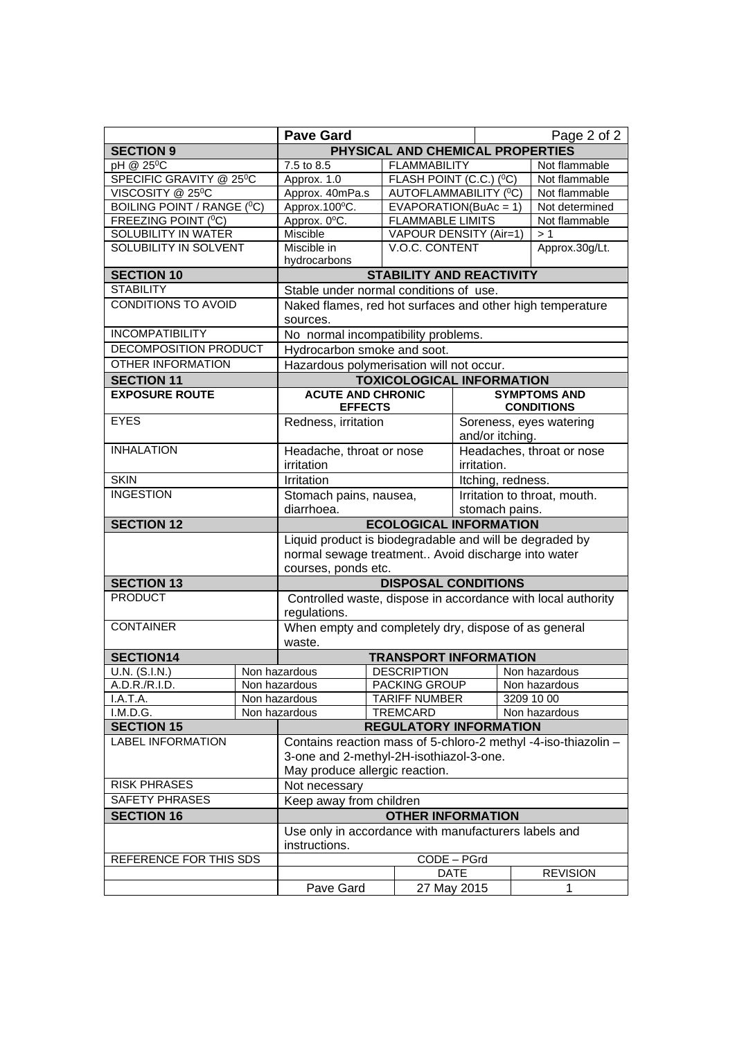| | Pave Gard | | | |
|---|---|---|---|---|
| **SECTION 9** | **PHYSICAL AND CHEMICAL PROPERTIES** | | | |
| pH @ 25⁰C | 7.5 to 8.5 | FLAMMABILITY | | Not flammable |
| SPECIFIC GRAVITY @ 25⁰C | Approx. 1.0 | FLASH POINT (C.C.) (⁰C) | | Not flammable |
| VISCOSITY @ 25⁰C | Approx. 40mPa.s | AUTOFLAMMABILITY (⁰C) | | Not flammable |
| BOILING POINT / RANGE (⁰C) | Approx.100ºC. | EVAPORATION(BuAc = 1) | | Not determined |
| FREEZING POINT (⁰C) | Approx. 0ºC. | FLAMMABLE LIMITS | | Not flammable |
| SOLUBILITY IN WATER | Miscible | VAPOUR DENSITY (Air=1) | | > 1 |
| SOLUBILITY IN SOLVENT | Miscible in hydrocarbons | V.O.C. CONTENT | | Approx.30g/Lt. |
| **SECTION 10** | **STABILITY AND REACTIVITY** | | | |
| STABILITY | Stable under normal conditions of use. | | | |
| CONDITIONS TO AVOID | Naked flames, red hot surfaces and other high temperature sources. | | | |
| INCOMPATIBILITY | No normal incompatibility problems. | | | |
| DECOMPOSITION PRODUCT | Hydrocarbon smoke and soot. | | | |
| OTHER INFORMATION | Hazardous polymerisation will not occur. | | | |
| **SECTION 11** | **TOXICOLOGICAL INFORMATION** | | | |
| **EXPOSURE ROUTE** | **ACUTE AND CHRONIC EFFECTS** | | **SYMPTOMS AND CONDITIONS** | |
| EYES | Redness, irritation | | Soreness, eyes watering and/or itching. | |
| INHALATION | Headache, throat or nose irritation | | Headaches, throat or nose irritation. | |
| SKIN | Irritation | | Itching, redness. | |
| INGESTION | Stomach pains, nausea, diarrhoea. | | Irritation to throat, mouth. stomach pains. | |
| **SECTION 12** | **ECOLOGICAL INFORMATION** | | | |
| | Liquid product is biodegradable and will be degraded by normal sewage treatment.. Avoid discharge into water courses, ponds etc. | | | |
| **SECTION 13** | **DISPOSAL CONDITIONS** | | | |
| PRODUCT | Controlled waste, dispose in accordance with local authority regulations. | | | |
| CONTAINER | When empty and completely dry, dispose of as general waste. | | | |

| | | | |
|---|---|---|---|
| **SECTION14** | **TRANSPORT INFORMATION** | | |
| U.N. (S.I.N.) | Non hazardous | DESCRIPTION | Non hazardous |
| A.D.R./R.I.D. | Non hazardous | PACKING GROUP | Non hazardous |
| I.A.T.A. | Non hazardous | TARIFF NUMBER | 3209 10 00 |
| I.M.D.G. | Non hazardous | TREMCARD | Non hazardous |

| | | | |
|---|---|---|---|
| **SECTION 15** | **REGULATORY INFORMATION** | | |
| LABEL INFORMATION | Contains reaction mass of 5-chloro-2 methyl -4-iso-thiazolin – 3-one and 2-methyl-2H-isothiazol-3-one. May produce allergic reaction. | | |
| RISK PHRASES | Not necessary | | |
| SAFETY PHRASES | Keep away from children | | |
| **SECTION 16** | **OTHER INFORMATION** | | |
| | Use only in accordance with manufacturers labels and instructions. | | |
| REFERENCE FOR THIS SDS | CODE – PGrd | | |
| | | DATE | REVISION |
| | Pave Gard | 27 May 2015 | 1 |